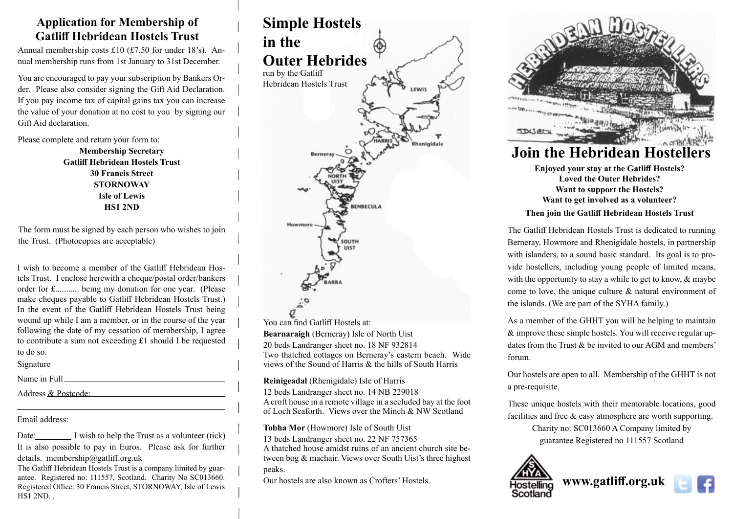## Application for Membership of Gatliff Hebridean Hostels Trust

Annual membership costs £10 (£7.50 for under 18's). Annual membership runs from 1st January to 31st December.

You are encouraged to pay your subscription by Bankers Order. Please also consider signing the Gift Aid Declaration. If you pay income tax of capital gains tax you can increase the value of your donation at no cost to you by signing our Gift Aid declaration.

Please complete and return your form to:

**Membership Secretary**
**Gatliff Hebridean Hostels Trust**
**30 Francis Street**
**STORNOWAY**
**Isle of Lewis**
**HS1 2ND**

The form must be signed by each person who wishes to join the Trust. (Photocopies are acceptable)

I wish to become a member of the Gatliff Hebridean Hostels Trust. I enclose herewith a cheque/postal order/bankers order for £........... being my donation for one year. (Please make cheques payable to Gatliff Hebridean Hostels Trust.) In the event of the Gatliff Hebridean Hostels Trust being wound up while I am a member, or in the course of the year following the date of my cessation of membership, I agree to contribute a sum not exceeding £1 should I be requested to do so.

Signature

Name in Full ____________________

Address & Postcode: ____________________

____________________

Email address:

Date:________ I wish to help the Trust as a volunteer (tick)

It is also possible to pay in Euros. Please ask for further details. membership@gatliff.org.uk

The Gatliff Hebridean Hostels Trust is a company limited by guarantee. Registered no: 111557, Scotland. Charity No SC013660. Registered Office: 30 Francis Street, STORNOWAY, Isle of Lewis HS1 2ND. .

# Simple Hostels in the Outer Hebrides

run by the Gatliff Hebridean Hostels Trust

LEWIS
HARRIS
Rhenigidale
Berneray
NORTH UIST
BENBECULA
Howmore
SOUTH UIST
BARRA

You can find Gatliff Hostels at:

**Bearnaraigh** (Berneray) Isle of North Uist
20 beds Landranger sheet no. 18 NF 932814
Two thatched cottages on Berneray's eastern beach. Wide views of the Sound of Harris & the hills of South Harris

**Reinigeadal** (Rhenigidale) Isle of Harris
12 beds Landranger sheet no. 14 NB 229018
A croft house in a remote village in a secluded bay at the foot of Loch Seaforth. Views over the Minch & NW Scotland

**Tobha Mor** (Howmore) Isle of South Uist
13 beds Landranger sheet no. 22 NF 757365
A thatched house amidst ruins of an ancient church site between bog & machair. Views over South Uist's three highest peaks.

Our hostels are also known as Crofters' Hostels.

HEBRIDEAN HOSTELLERS

# Join the Hebridean Hostellers

**Enjoyed your stay at the Gatliff Hostels?**
**Loved the Outer Hebrides?**
**Want to support the Hostels?**
**Want to get involved as a volunteer?**
**Then join the Gatliff Hebridean Hostels Trust**

The Gatliff Hebridean Hostels Trust is dedicated to running Berneray, Howmore and Rhenigidale hostels, in partnership with islanders, to a sound basic standard. Its goal is to provide hostellers, including young people of limited means, with the opportunity to stay a while to get to know, & maybe come to love, the unique culture & natural environment of the islands. (We are part of the SYHA family.)

As a member of the GHHT you will be helping to maintain & improve these simple hostels. You will receive regular updates from the Trust & be invited to our AGM and members' forum.

Our hostels are open to all. Membership of the GHHT is not a pre-requisite.

These unique hostels with their memorable locations, good facilities and free & easy atmosphere are worth supporting.

Charity no: SC013660 A Company limited by guarantee Registered no 111557 Scotland

Hostelling Scotland

**www.gatliff.org.uk**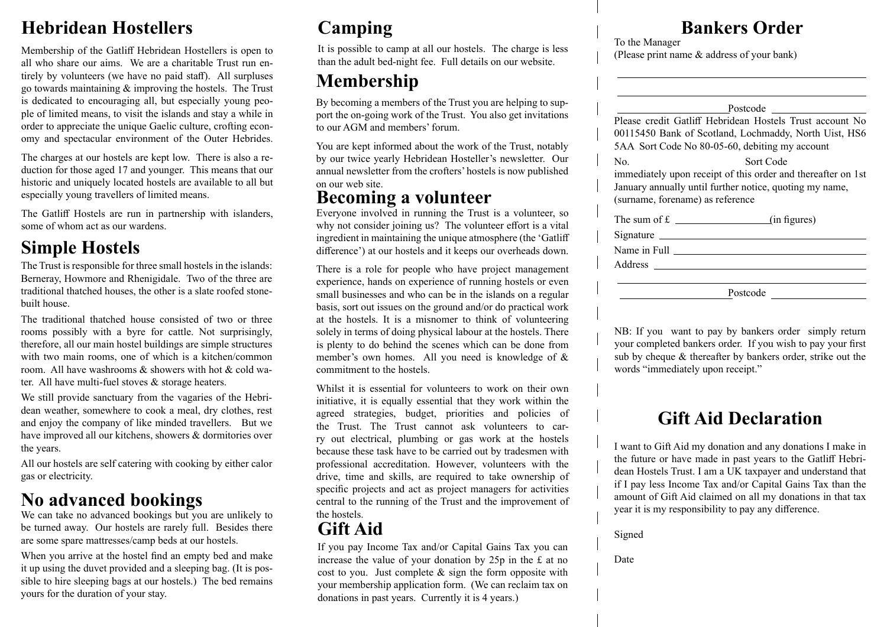# Hebridean Hostellers

Membership of the Gatliff Hebridean Hostellers is open to all who share our aims. We are a charitable Trust run entirely by volunteers (we have no paid staff). All surpluses go towards maintaining & improving the hostels. The Trust is dedicated to encouraging all, but especially young people of limited means, to visit the islands and stay a while in order to appreciate the unique Gaelic culture, crofting economy and spectacular environment of the Outer Hebrides.

The charges at our hostels are kept low. There is also a reduction for those aged 17 and younger. This means that our historic and uniquely located hostels are available to all but especially young travellers of limited means.

The Gatliff Hostels are run in partnership with islanders, some of whom act as our wardens.

# Simple Hostels

The Trust is responsible for three small hostels in the islands: Berneray, Howmore and Rhenigidale. Two of the three are traditional thatched houses, the other is a slate roofed stone-built house.

The traditional thatched house consisted of two or three rooms possibly with a byre for cattle. Not surprisingly, therefore, all our main hostel buildings are simple structures with two main rooms, one of which is a kitchen/common room. All have washrooms & showers with hot & cold water. All have multi-fuel stoves & storage heaters.

We still provide sanctuary from the vagaries of the Hebridean weather, somewhere to cook a meal, dry clothes, rest and enjoy the company of like minded travellers. But we have improved all our kitchens, showers & dormitories over the years.

All our hostels are self catering with cooking by either calor gas or electricity.

# No advanced bookings

We can take no advanced bookings but you are unlikely to be turned away. Our hostels are rarely full. Besides there are some spare mattresses/camp beds at our hostels.

When you arrive at the hostel find an empty bed and make it up using the duvet provided and a sleeping bag. (It is possible to hire sleeping bags at our hostels.) The bed remains yours for the duration of your stay.

# Camping

It is possible to camp at all our hostels. The charge is less than the adult bed-night fee. Full details on our website.

# Membership

By becoming a members of the Trust you are helping to support the on-going work of the Trust. You also get invitations to our AGM and members' forum.

You are kept informed about the work of the Trust, notably by our twice yearly Hebridean Hosteller's newsletter. Our annual newsletter from the crofters' hostels is now published on our web site.

# Becoming a volunteer

Everyone involved in running the Trust is a volunteer, so why not consider joining us? The volunteer effort is a vital ingredient in maintaining the unique atmosphere (the 'Gatliff difference') at our hostels and it keeps our overheads down.

There is a role for people who have project management experience, hands on experience of running hostels or even small businesses and who can be in the islands on a regular basis, sort out issues on the ground and/or do practical work at the hostels. It is a misnomer to think of volunteering solely in terms of doing physical labour at the hostels. There is plenty to do behind the scenes which can be done from member's own homes. All you need is knowledge of & commitment to the hostels.

Whilst it is essential for volunteers to work on their own initiative, it is equally essential that they work within the agreed strategies, budget, priorities and policies of the Trust. The Trust cannot ask volunteers to carry out electrical, plumbing or gas work at the hostels because these task have to be carried out by tradesmen with professional accreditation. However, volunteers with the drive, time and skills, are required to take ownership of specific projects and act as project managers for activities central to the running of the Trust and the improvement of the hostels.

# Gift Aid

If you pay Income Tax and/or Capital Gains Tax you can increase the value of your donation by 25p in the £ at no cost to you. Just complete & sign the form opposite with your membership application form. (We can reclaim tax on donations in past years. Currently it is 4 years.)

# Bankers Order

To the Manager
(Please print name & address of your bank)

\_\_\_\_\_\_\_\_\_\_\_\_\_\_\_\_\_\_\_\_\_\_\_\_\_\_\_\_\_\_\_\_

\_\_\_\_\_\_\_\_\_\_\_\_\_\_\_\_\_\_\_\_\_\_\_\_\_\_\_\_\_\_\_\_

\_\_\_\_\_\_\_\_\_\_\_\_ Postcode \_\_\_\_\_\_\_\_\_\_\_\_

Please credit Gatliff Hebridean Hostels Trust account No 00115450 Bank of Scotland, Lochmaddy, North Uist, HS6 5AA Sort Code No 80-05-60, debiting my account

No. Sort Code

immediately upon receipt of this order and thereafter on 1st January annually until further notice, quoting my name, (surname, forename) as reference

The sum of £ \_\_\_\_\_\_\_\_\_\_\_\_ (in figures)

Signature \_\_\_\_\_\_\_\_\_\_\_\_\_\_\_\_\_\_\_\_\_\_\_\_

Name in Full \_\_\_\_\_\_\_\_\_\_\_\_\_\_\_\_\_\_\_\_\_\_\_\_

Address \_\_\_\_\_\_\_\_\_\_\_\_\_\_\_\_\_\_\_\_\_\_\_\_

\_\_\_\_\_\_\_\_\_\_\_\_\_\_\_\_\_\_\_\_\_\_\_\_\_\_\_\_\_\_\_\_

\_\_\_\_\_\_\_\_\_\_\_\_ Postcode \_\_\_\_\_\_\_\_\_\_\_\_

NB: If you want to pay by bankers order simply return your completed bankers order. If you wish to pay your first sub by cheque & thereafter by bankers order, strike out the words "immediately upon receipt."

# Gift Aid Declaration

I want to Gift Aid my donation and any donations I make in the future or have made in past years to the Gatliff Hebridean Hostels Trust. I am a UK taxpayer and understand that if I pay less Income Tax and/or Capital Gains Tax than the amount of Gift Aid claimed on all my donations in that tax year it is my responsibility to pay any difference.

Signed

Date